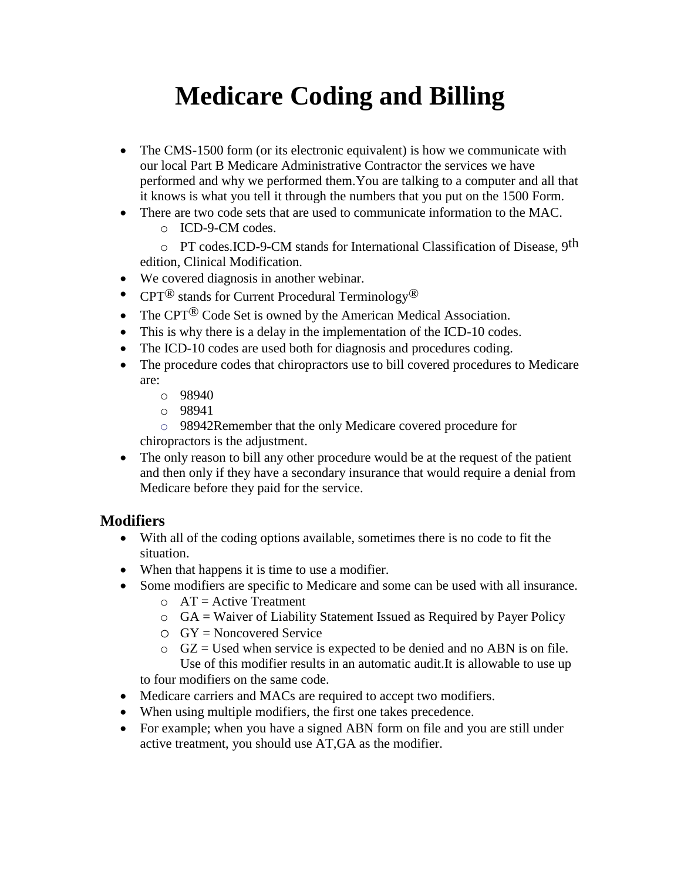# Medicare Coding and Billing

- The CMS-1500 form (or its electronic equivalent) is how we communicate with our local Part B Medicare Administrative Contractor the services we have performed and why we performed them.You are talking to a computer and all that it knows is what you tell it through the numbers that you put on the 1500 Form.
- There are two code sets that are used to communicate information to the MAC.
  - ICD-9-CM codes.
  - PT codes.ICD-9-CM stands for International Classification of Disease, 9th edition, Clinical Modification.
- We covered diagnosis in another webinar.
- CPT® stands for Current Procedural Terminology®
- The CPT® Code Set is owned by the American Medical Association.
- This is why there is a delay in the implementation of the ICD-10 codes.
- The ICD-10 codes are used both for diagnosis and procedures coding.
- The procedure codes that chiropractors use to bill covered procedures to Medicare are:
  - 98940
  - 98941
  - 98942Remember that the only Medicare covered procedure for chiropractors is the adjustment.
- The only reason to bill any other procedure would be at the request of the patient and then only if they have a secondary insurance that would require a denial from Medicare before they paid for the service.

## Modifiers

- With all of the coding options available, sometimes there is no code to fit the situation.
- When that happens it is time to use a modifier.
- Some modifiers are specific to Medicare and some can be used with all insurance.
  - AT = Active Treatment
  - GA = Waiver of Liability Statement Issued as Required by Payer Policy
  - GY = Noncovered Service
  - GZ = Used when service is expected to be denied and no ABN is on file. Use of this modifier results in an automatic audit.It is allowable to use up to four modifiers on the same code.
- Medicare carriers and MACs are required to accept two modifiers.
- When using multiple modifiers, the first one takes precedence.
- For example; when you have a signed ABN form on file and you are still under active treatment, you should use AT,GA as the modifier.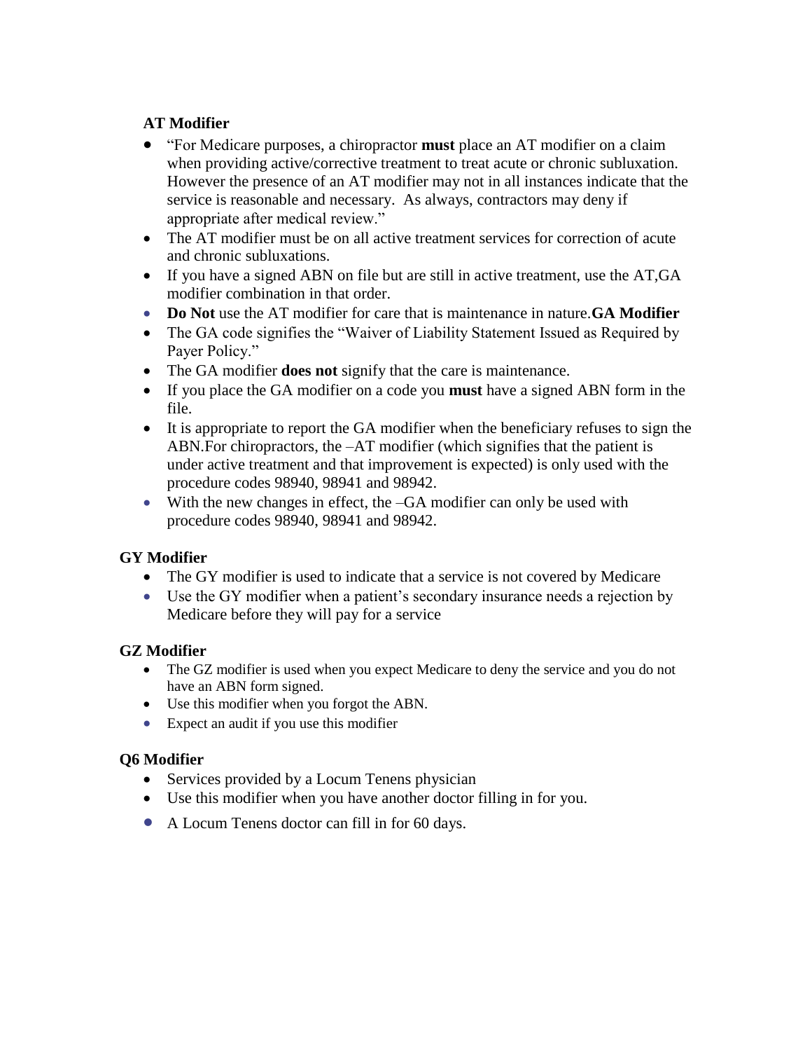**AT Modifier**

- "For Medicare purposes, a chiropractor **must** place an AT modifier on a claim when providing active/corrective treatment to treat acute or chronic subluxation. However the presence of an AT modifier may not in all instances indicate that the service is reasonable and necessary. As always, contractors may deny if appropriate after medical review."
- The AT modifier must be on all active treatment services for correction of acute and chronic subluxations.
- If you have a signed ABN on file but are still in active treatment, use the AT,GA modifier combination in that order.
- **Do Not** use the AT modifier for care that is maintenance in nature.**GA Modifier**
- The GA code signifies the "Waiver of Liability Statement Issued as Required by Payer Policy."
- The GA modifier **does not** signify that the care is maintenance.
- If you place the GA modifier on a code you **must** have a signed ABN form in the file.
- It is appropriate to report the GA modifier when the beneficiary refuses to sign the ABN.For chiropractors, the –AT modifier (which signifies that the patient is under active treatment and that improvement is expected) is only used with the procedure codes 98940, 98941 and 98942.
- With the new changes in effect, the –GA modifier can only be used with procedure codes 98940, 98941 and 98942.

**GY Modifier**

- The GY modifier is used to indicate that a service is not covered by Medicare
- Use the GY modifier when a patient's secondary insurance needs a rejection by Medicare before they will pay for a service

**GZ Modifier**

- The GZ modifier is used when you expect Medicare to deny the service and you do not have an ABN form signed.
- Use this modifier when you forgot the ABN.
- Expect an audit if you use this modifier

**Q6 Modifier**

- Services provided by a Locum Tenens physician
- Use this modifier when you have another doctor filling in for you.
- A Locum Tenens doctor can fill in for 60 days.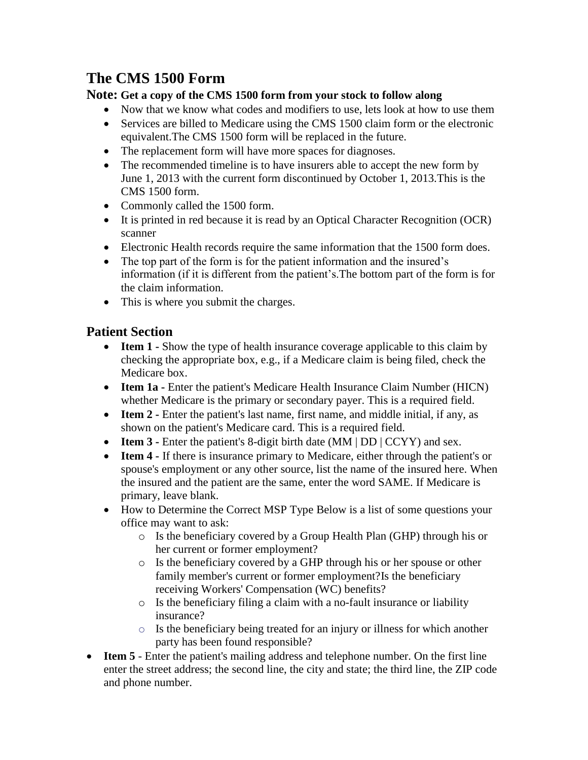# The CMS 1500 Form

**Note: Get a copy of the CMS 1500 form from your stock to follow along**

- Now that we know what codes and modifiers to use, lets look at how to use them
- Services are billed to Medicare using the CMS 1500 claim form or the electronic equivalent.The CMS 1500 form will be replaced in the future.
- The replacement form will have more spaces for diagnoses.
- The recommended timeline is to have insurers able to accept the new form by June 1, 2013 with the current form discontinued by October 1, 2013.This is the CMS 1500 form.
- Commonly called the 1500 form.
- It is printed in red because it is read by an Optical Character Recognition (OCR) scanner
- Electronic Health records require the same information that the 1500 form does.
- The top part of the form is for the patient information and the insured's information (if it is different from the patient's.The bottom part of the form is for the claim information.
- This is where you submit the charges.

## Patient Section

- **Item 1 -** Show the type of health insurance coverage applicable to this claim by checking the appropriate box, e.g., if a Medicare claim is being filed, check the Medicare box.
- **Item 1a -** Enter the patient's Medicare Health Insurance Claim Number (HICN) whether Medicare is the primary or secondary payer. This is a required field.
- **Item 2 -** Enter the patient's last name, first name, and middle initial, if any, as shown on the patient's Medicare card. This is a required field.
- **Item 3 -** Enter the patient's 8-digit birth date (MM | DD | CCYY) and sex.
- **Item 4 -** If there is insurance primary to Medicare, either through the patient's or spouse's employment or any other source, list the name of the insured here. When the insured and the patient are the same, enter the word SAME. If Medicare is primary, leave blank.
- How to Determine the Correct MSP Type Below is a list of some questions your office may want to ask:
  - Is the beneficiary covered by a Group Health Plan (GHP) through his or her current or former employment?
  - Is the beneficiary covered by a GHP through his or her spouse or other family member's current or former employment?Is the beneficiary receiving Workers' Compensation (WC) benefits?
  - Is the beneficiary filing a claim with a no-fault insurance or liability insurance?
  - Is the beneficiary being treated for an injury or illness for which another party has been found responsible?
- **Item 5** - Enter the patient's mailing address and telephone number. On the first line enter the street address; the second line, the city and state; the third line, the ZIP code and phone number.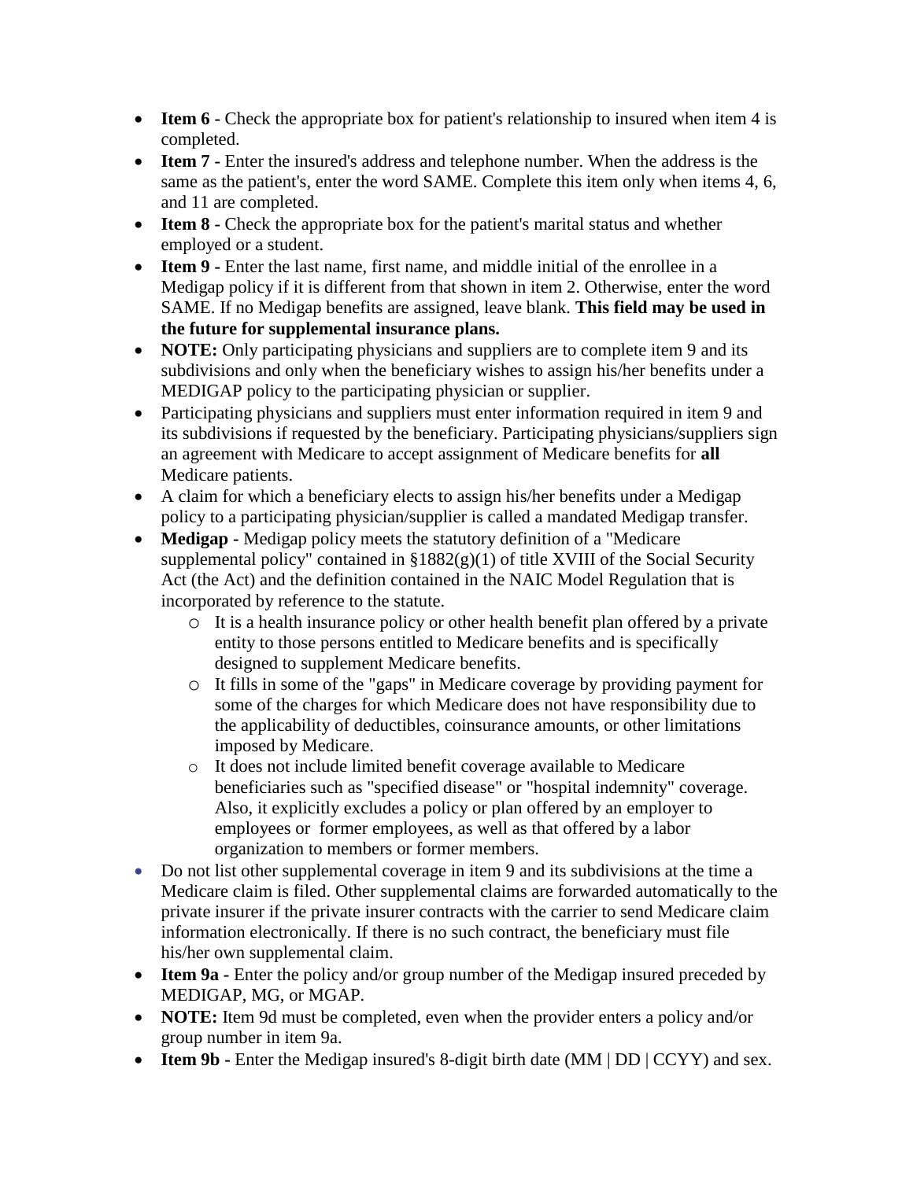- **Item 6 -** Check the appropriate box for patient's relationship to insured when item 4 is completed.
- **Item 7 -** Enter the insured's address and telephone number. When the address is the same as the patient's, enter the word SAME. Complete this item only when items 4, 6, and 11 are completed.
- **Item 8 -** Check the appropriate box for the patient's marital status and whether employed or a student.
- **Item 9 -** Enter the last name, first name, and middle initial of the enrollee in a Medigap policy if it is different from that shown in item 2. Otherwise, enter the word SAME. If no Medigap benefits are assigned, leave blank. **This field may be used in the future for supplemental insurance plans.**
- **NOTE:** Only participating physicians and suppliers are to complete item 9 and its subdivisions and only when the beneficiary wishes to assign his/her benefits under a MEDIGAP policy to the participating physician or supplier.
- Participating physicians and suppliers must enter information required in item 9 and its subdivisions if requested by the beneficiary. Participating physicians/suppliers sign an agreement with Medicare to accept assignment of Medicare benefits for **all** Medicare patients.
- A claim for which a beneficiary elects to assign his/her benefits under a Medigap policy to a participating physician/supplier is called a mandated Medigap transfer.
- **Medigap -** Medigap policy meets the statutory definition of a "Medicare supplemental policy" contained in §1882(g)(1) of title XVIII of the Social Security Act (the Act) and the definition contained in the NAIC Model Regulation that is incorporated by reference to the statute.
  - It is a health insurance policy or other health benefit plan offered by a private entity to those persons entitled to Medicare benefits and is specifically designed to supplement Medicare benefits.
  - It fills in some of the "gaps" in Medicare coverage by providing payment for some of the charges for which Medicare does not have responsibility due to the applicability of deductibles, coinsurance amounts, or other limitations imposed by Medicare.
  - It does not include limited benefit coverage available to Medicare beneficiaries such as "specified disease" or "hospital indemnity" coverage. Also, it explicitly excludes a policy or plan offered by an employer to employees or former employees, as well as that offered by a labor organization to members or former members.
- Do not list other supplemental coverage in item 9 and its subdivisions at the time a Medicare claim is filed. Other supplemental claims are forwarded automatically to the private insurer if the private insurer contracts with the carrier to send Medicare claim information electronically. If there is no such contract, the beneficiary must file his/her own supplemental claim.
- **Item 9a -** Enter the policy and/or group number of the Medigap insured preceded by MEDIGAP, MG, or MGAP.
- **NOTE:** Item 9d must be completed, even when the provider enters a policy and/or group number in item 9a.
- **Item 9b -** Enter the Medigap insured's 8-digit birth date (MM | DD | CCYY) and sex.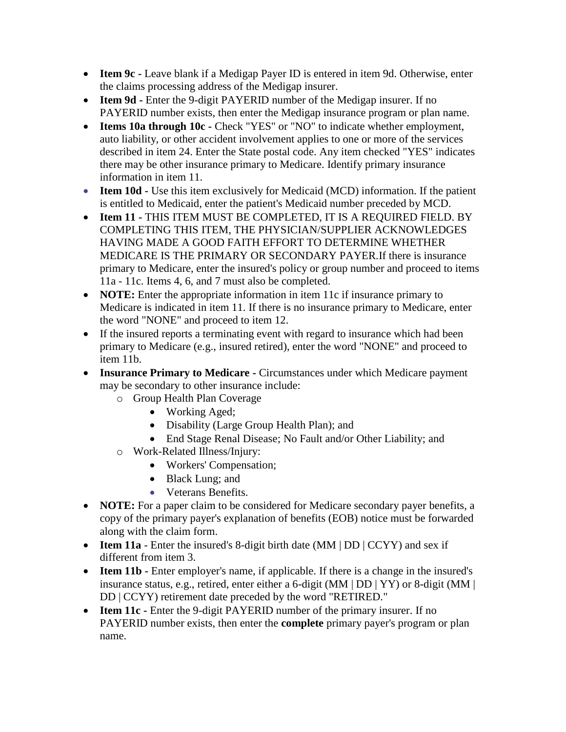- **Item 9c -** Leave blank if a Medigap Payer ID is entered in item 9d. Otherwise, enter the claims processing address of the Medigap insurer.
- **Item 9d -** Enter the 9-digit PAYERID number of the Medigap insurer. If no PAYERID number exists, then enter the Medigap insurance program or plan name.
- **Items 10a through 10c -** Check "YES" or "NO" to indicate whether employment, auto liability, or other accident involvement applies to one or more of the services described in item 24. Enter the State postal code. Any item checked "YES" indicates there may be other insurance primary to Medicare. Identify primary insurance information in item 11.
- **Item 10d -** Use this item exclusively for Medicaid (MCD) information. If the patient is entitled to Medicaid, enter the patient's Medicaid number preceded by MCD.
- **Item 11 -** THIS ITEM MUST BE COMPLETED, IT IS A REQUIRED FIELD. BY COMPLETING THIS ITEM, THE PHYSICIAN/SUPPLIER ACKNOWLEDGES HAVING MADE A GOOD FAITH EFFORT TO DETERMINE WHETHER MEDICARE IS THE PRIMARY OR SECONDARY PAYER.If there is insurance primary to Medicare, enter the insured's policy or group number and proceed to items 11a - 11c. Items 4, 6, and 7 must also be completed.
- **NOTE:** Enter the appropriate information in item 11c if insurance primary to Medicare is indicated in item 11. If there is no insurance primary to Medicare, enter the word "NONE" and proceed to item 12.
- If the insured reports a terminating event with regard to insurance which had been primary to Medicare (e.g., insured retired), enter the word "NONE" and proceed to item 11b.
- **Insurance Primary to Medicare -** Circumstances under which Medicare payment may be secondary to other insurance include:
  - Group Health Plan Coverage
    - Working Aged;
    - Disability (Large Group Health Plan); and
    - End Stage Renal Disease; No Fault and/or Other Liability; and
  - Work-Related Illness/Injury:
    - Workers' Compensation;
    - Black Lung; and
    - Veterans Benefits.
- **NOTE:** For a paper claim to be considered for Medicare secondary payer benefits, a copy of the primary payer's explanation of benefits (EOB) notice must be forwarded along with the claim form.
- **Item 11a** - Enter the insured's 8-digit birth date (MM | DD | CCYY) and sex if different from item 3.
- **Item 11b -** Enter employer's name, if applicable. If there is a change in the insured's insurance status, e.g., retired, enter either a 6-digit (MM | DD | YY) or 8-digit (MM | DD | CCYY) retirement date preceded by the word "RETIRED."
- **Item 11c -** Enter the 9-digit PAYERID number of the primary insurer. If no PAYERID number exists, then enter the **complete** primary payer's program or plan name.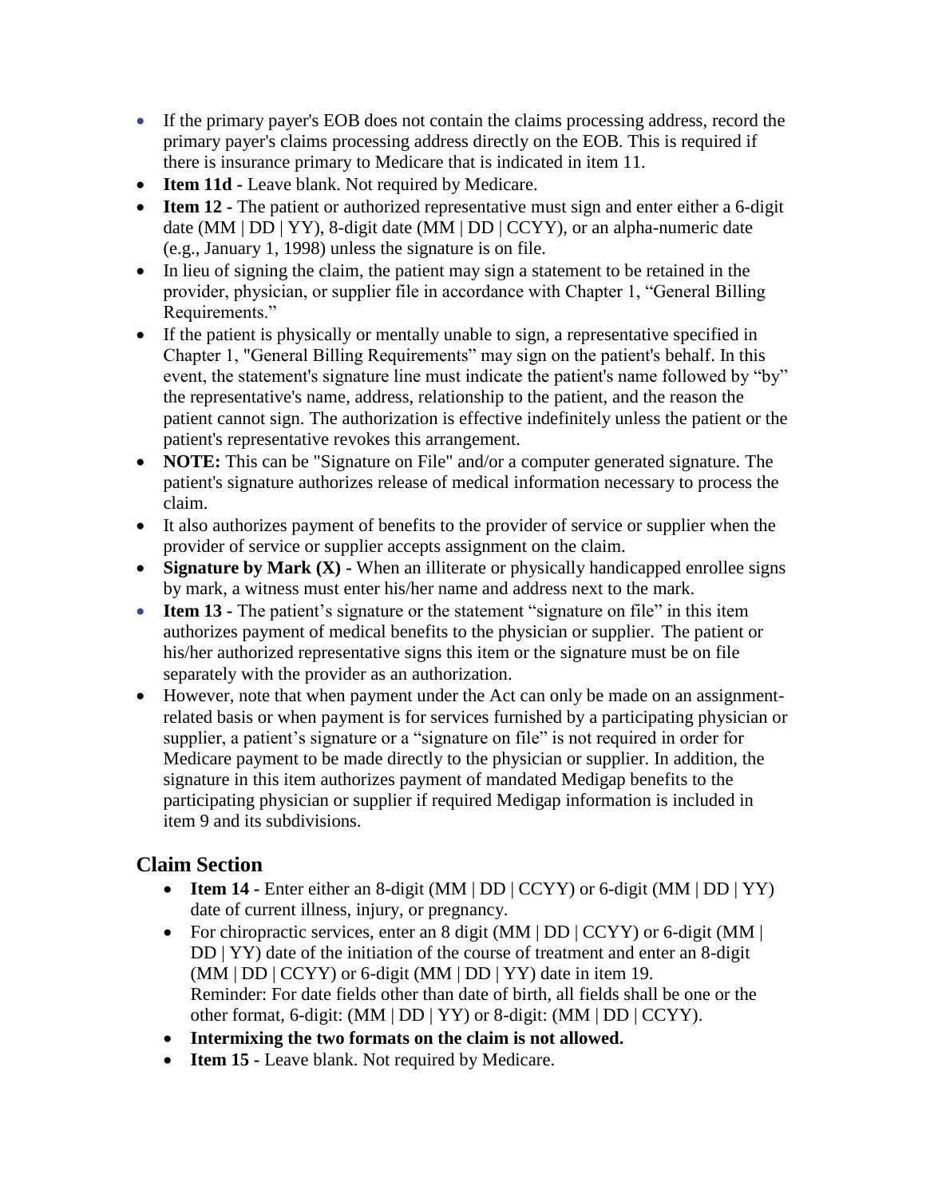- If the primary payer's EOB does not contain the claims processing address, record the primary payer's claims processing address directly on the EOB. This is required if there is insurance primary to Medicare that is indicated in item 11.
- **Item 11d -** Leave blank. Not required by Medicare.
- **Item 12 -** The patient or authorized representative must sign and enter either a 6-digit date (MM | DD | YY), 8-digit date (MM | DD | CCYY), or an alpha-numeric date (e.g., January 1, 1998) unless the signature is on file.
- In lieu of signing the claim, the patient may sign a statement to be retained in the provider, physician, or supplier file in accordance with Chapter 1, "General Billing Requirements."
- If the patient is physically or mentally unable to sign, a representative specified in Chapter 1, "General Billing Requirements" may sign on the patient's behalf. In this event, the statement's signature line must indicate the patient's name followed by "by" the representative's name, address, relationship to the patient, and the reason the patient cannot sign. The authorization is effective indefinitely unless the patient or the patient's representative revokes this arrangement.
- **NOTE:** This can be "Signature on File" and/or a computer generated signature. The patient's signature authorizes release of medical information necessary to process the claim.
- It also authorizes payment of benefits to the provider of service or supplier when the provider of service or supplier accepts assignment on the claim.
- **Signature by Mark (X) -** When an illiterate or physically handicapped enrollee signs by mark, a witness must enter his/her name and address next to the mark.
- **Item 13 -** The patient's signature or the statement "signature on file" in this item authorizes payment of medical benefits to the physician or supplier. The patient or his/her authorized representative signs this item or the signature must be on file separately with the provider as an authorization.
- However, note that when payment under the Act can only be made on an assignment-related basis or when payment is for services furnished by a participating physician or supplier, a patient's signature or a "signature on file" is not required in order for Medicare payment to be made directly to the physician or supplier. In addition, the signature in this item authorizes payment of mandated Medigap benefits to the participating physician or supplier if required Medigap information is included in item 9 and its subdivisions.

## Claim Section

- **Item 14 -** Enter either an 8-digit (MM | DD | CCYY) or 6-digit (MM | DD | YY) date of current illness, injury, or pregnancy.
- For chiropractic services, enter an 8 digit (MM | DD | CCYY) or 6-digit (MM | DD | YY) date of the initiation of the course of treatment and enter an 8-digit (MM | DD | CCYY) or 6-digit (MM | DD | YY) date in item 19.
  Reminder: For date fields other than date of birth, all fields shall be one or the other format, 6-digit: (MM | DD | YY) or 8-digit: (MM | DD | CCYY).
- **Intermixing the two formats on the claim is not allowed.**
- **Item 15 -** Leave blank. Not required by Medicare.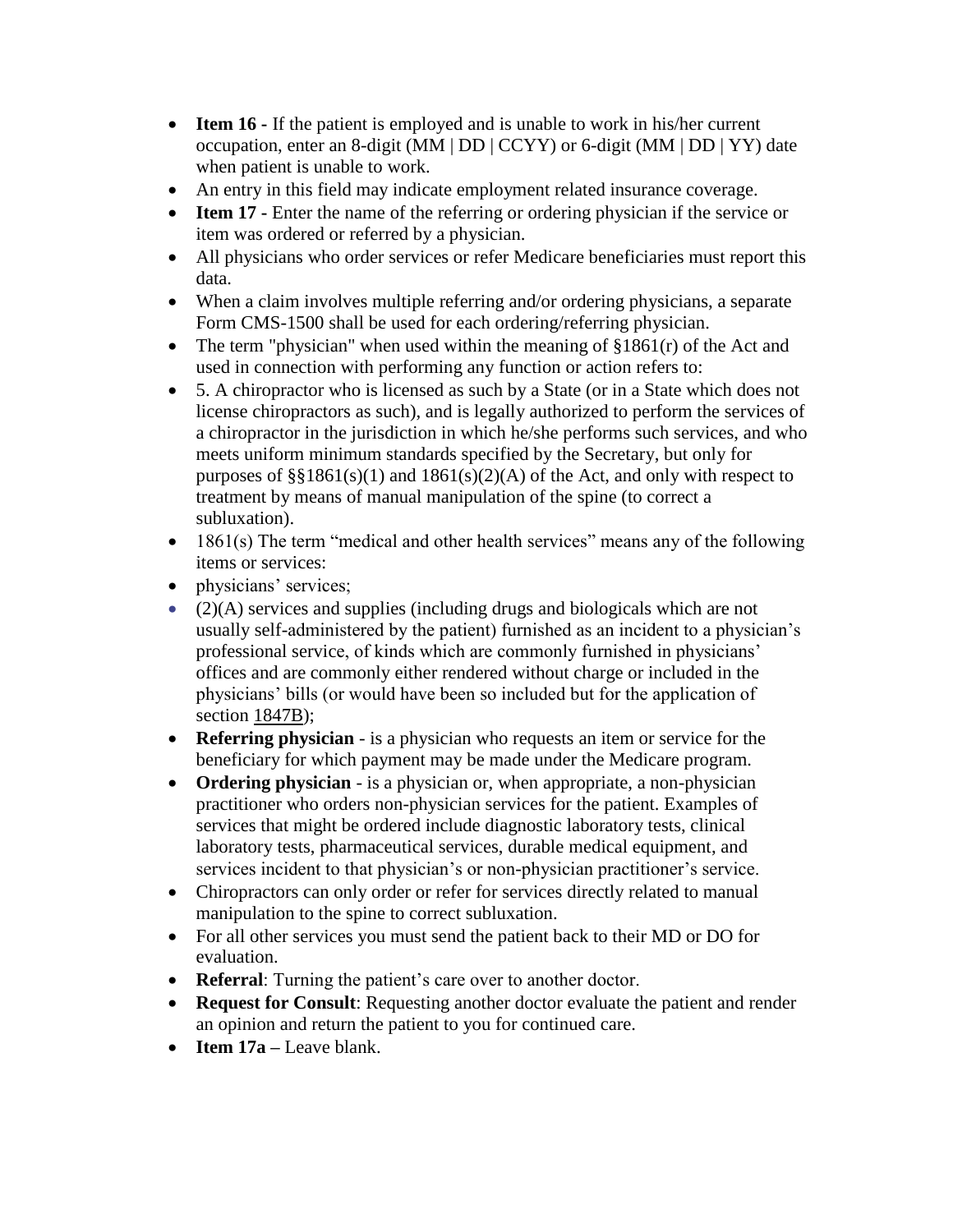- **Item 16 -** If the patient is employed and is unable to work in his/her current occupation, enter an 8-digit (MM | DD | CCYY) or 6-digit (MM | DD | YY) date when patient is unable to work.
- An entry in this field may indicate employment related insurance coverage.
- **Item 17 -** Enter the name of the referring or ordering physician if the service or item was ordered or referred by a physician.
- All physicians who order services or refer Medicare beneficiaries must report this data.
- When a claim involves multiple referring and/or ordering physicians, a separate Form CMS-1500 shall be used for each ordering/referring physician.
- The term "physician" when used within the meaning of §1861(r) of the Act and used in connection with performing any function or action refers to:
- 5. A chiropractor who is licensed as such by a State (or in a State which does not license chiropractors as such), and is legally authorized to perform the services of a chiropractor in the jurisdiction in which he/she performs such services, and who meets uniform minimum standards specified by the Secretary, but only for purposes of §§1861(s)(1) and 1861(s)(2)(A) of the Act, and only with respect to treatment by means of manual manipulation of the spine (to correct a subluxation).
- 1861(s) The term "medical and other health services" means any of the following items or services:
- physicians' services;
- (2)(A) services and supplies (including drugs and biologicals which are not usually self-administered by the patient) furnished as an incident to a physician's professional service, of kinds which are commonly furnished in physicians' offices and are commonly either rendered without charge or included in the physicians' bills (or would have been so included but for the application of section 1847B);
- **Referring physician** - is a physician who requests an item or service for the beneficiary for which payment may be made under the Medicare program.
- **Ordering physician** - is a physician or, when appropriate, a non-physician practitioner who orders non-physician services for the patient. Examples of services that might be ordered include diagnostic laboratory tests, clinical laboratory tests, pharmaceutical services, durable medical equipment, and services incident to that physician's or non-physician practitioner's service.
- Chiropractors can only order or refer for services directly related to manual manipulation to the spine to correct subluxation.
- For all other services you must send the patient back to their MD or DO for evaluation.
- **Referral**: Turning the patient's care over to another doctor.
- **Request for Consult**: Requesting another doctor evaluate the patient and render an opinion and return the patient to you for continued care.
- **Item 17a –** Leave blank.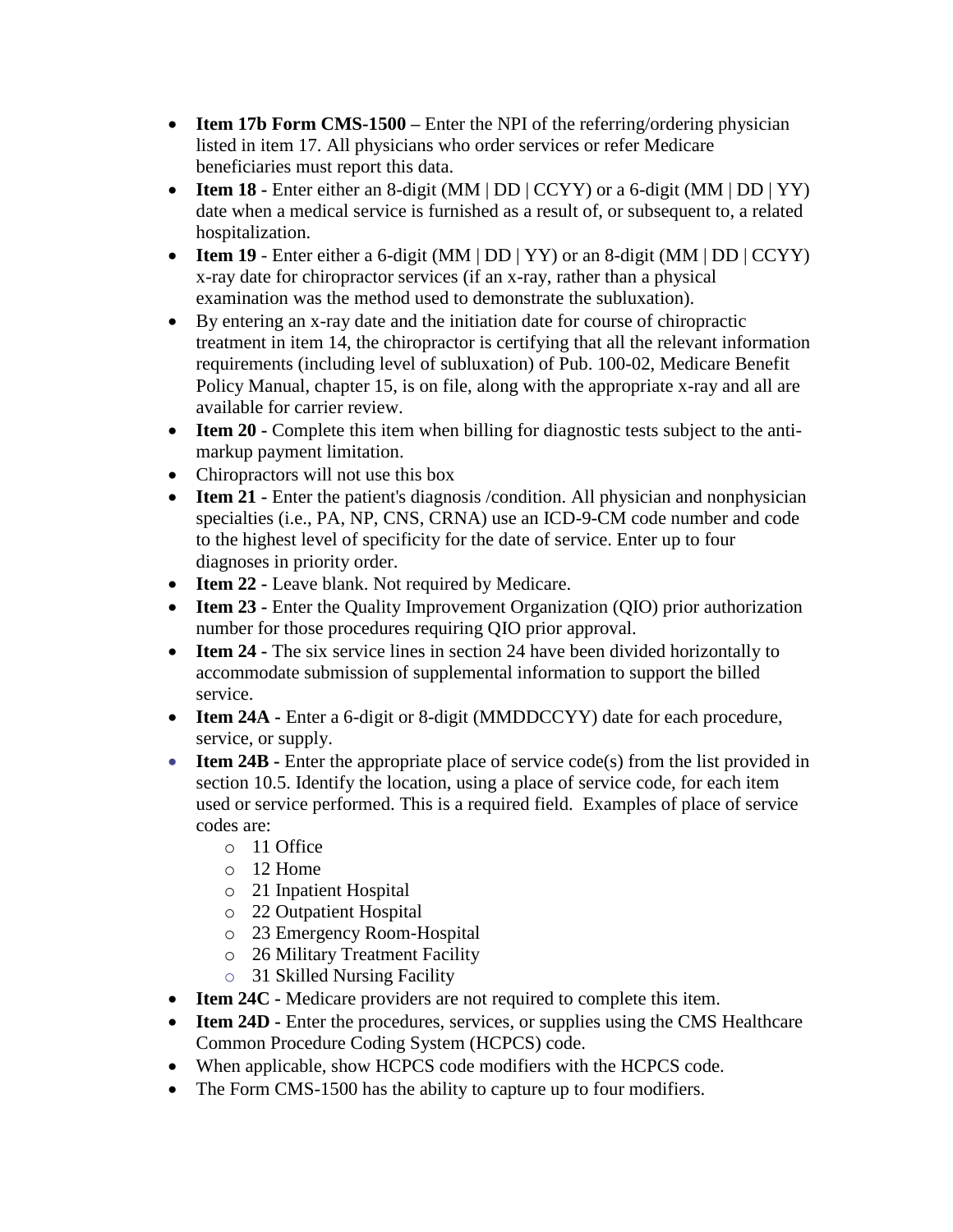- **Item 17b Form CMS-1500 –** Enter the NPI of the referring/ordering physician listed in item 17. All physicians who order services or refer Medicare beneficiaries must report this data.
- **Item 18 -** Enter either an 8-digit (MM | DD | CCYY) or a 6-digit (MM | DD | YY) date when a medical service is furnished as a result of, or subsequent to, a related hospitalization.
- **Item 19** - Enter either a 6-digit (MM | DD | YY) or an 8-digit (MM | DD | CCYY) x-ray date for chiropractor services (if an x-ray, rather than a physical examination was the method used to demonstrate the subluxation).
- By entering an x-ray date and the initiation date for course of chiropractic treatment in item 14, the chiropractor is certifying that all the relevant information requirements (including level of subluxation) of Pub. 100-02, Medicare Benefit Policy Manual, chapter 15, is on file, along with the appropriate x-ray and all are available for carrier review.
- **Item 20** - Complete this item when billing for diagnostic tests subject to the anti-markup payment limitation.
- Chiropractors will not use this box
- **Item 21 -** Enter the patient's diagnosis /condition. All physician and nonphysician specialties (i.e., PA, NP, CNS, CRNA) use an ICD-9-CM code number and code to the highest level of specificity for the date of service. Enter up to four diagnoses in priority order.
- **Item 22 -** Leave blank. Not required by Medicare.
- **Item 23 -** Enter the Quality Improvement Organization (QIO) prior authorization number for those procedures requiring QIO prior approval.
- **Item 24 -** The six service lines in section 24 have been divided horizontally to accommodate submission of supplemental information to support the billed service.
- **Item 24A -** Enter a 6-digit or 8-digit (MMDDCCYY) date for each procedure, service, or supply.
- **Item 24B -** Enter the appropriate place of service code(s) from the list provided in section 10.5. Identify the location, using a place of service code, for each item used or service performed. This is a required field. Examples of place of service codes are:
  - 11 Office
  - 12 Home
  - 21 Inpatient Hospital
  - 22 Outpatient Hospital
  - 23 Emergency Room-Hospital
  - 26 Military Treatment Facility
  - 31 Skilled Nursing Facility
- **Item 24C -** Medicare providers are not required to complete this item.
- **Item 24D -** Enter the procedures, services, or supplies using the CMS Healthcare Common Procedure Coding System (HCPCS) code.
- When applicable, show HCPCS code modifiers with the HCPCS code.
- The Form CMS-1500 has the ability to capture up to four modifiers.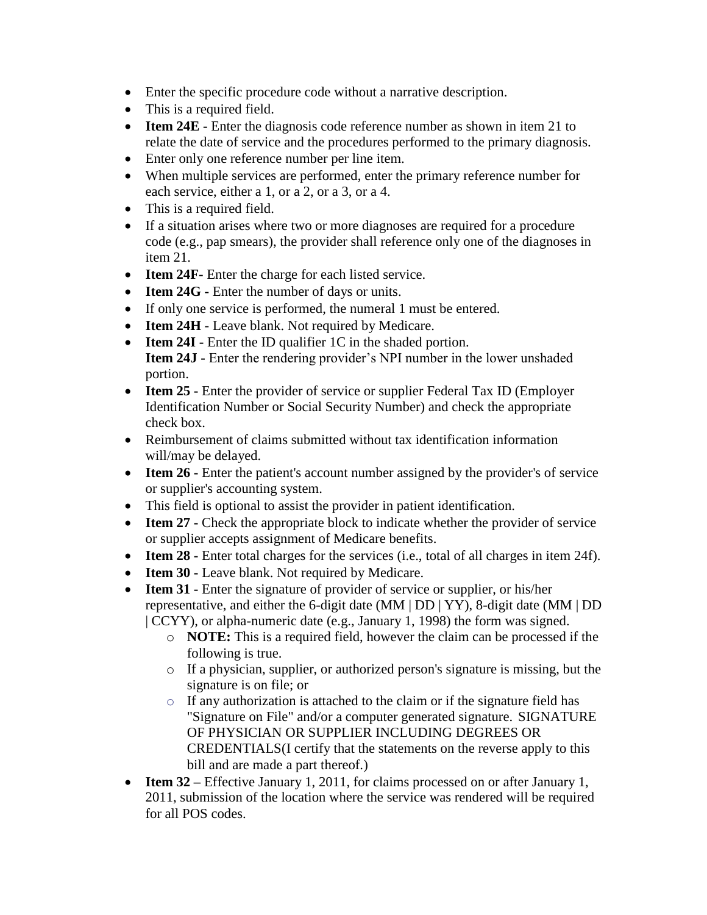- Enter the specific procedure code without a narrative description.
- This is a required field.
- **Item 24E -** Enter the diagnosis code reference number as shown in item 21 to relate the date of service and the procedures performed to the primary diagnosis.
- Enter only one reference number per line item.
- When multiple services are performed, enter the primary reference number for each service, either a 1, or a 2, or a 3, or a 4.
- This is a required field.
- If a situation arises where two or more diagnoses are required for a procedure code (e.g., pap smears), the provider shall reference only one of the diagnoses in item 21.
- **Item 24F-** Enter the charge for each listed service.
- **Item 24G -** Enter the number of days or units.
- If only one service is performed, the numeral 1 must be entered.
- **Item 24H** - Leave blank. Not required by Medicare.
- **Item 24I -** Enter the ID qualifier 1C in the shaded portion.
  **Item 24J -** Enter the rendering provider's NPI number in the lower unshaded portion.
- **Item 25 -** Enter the provider of service or supplier Federal Tax ID (Employer Identification Number or Social Security Number) and check the appropriate check box.
- Reimbursement of claims submitted without tax identification information will/may be delayed.
- **Item 26 -** Enter the patient's account number assigned by the provider's of service or supplier's accounting system.
- This field is optional to assist the provider in patient identification.
- **Item 27 -** Check the appropriate block to indicate whether the provider of service or supplier accepts assignment of Medicare benefits.
- **Item 28 -** Enter total charges for the services (i.e., total of all charges in item 24f).
- **Item 30 -** Leave blank. Not required by Medicare.
- **Item 31 -** Enter the signature of provider of service or supplier, or his/her representative, and either the 6-digit date (MM | DD | YY), 8-digit date (MM | DD | CCYY), or alpha-numeric date (e.g., January 1, 1998) the form was signed.
  - **NOTE:** This is a required field, however the claim can be processed if the following is true.
  - If a physician, supplier, or authorized person's signature is missing, but the signature is on file; or
  - If any authorization is attached to the claim or if the signature field has "Signature on File" and/or a computer generated signature. SIGNATURE OF PHYSICIAN OR SUPPLIER INCLUDING DEGREES OR CREDENTIALS(I certify that the statements on the reverse apply to this bill and are made a part thereof.)
- **Item 32 –** Effective January 1, 2011, for claims processed on or after January 1, 2011, submission of the location where the service was rendered will be required for all POS codes.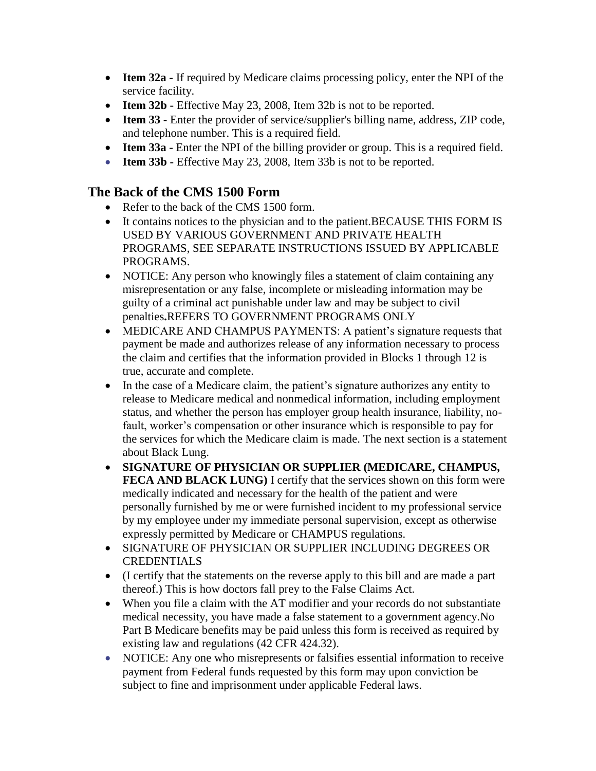- **Item 32a -** If required by Medicare claims processing policy, enter the NPI of the service facility.
- **Item 32b -** Effective May 23, 2008, Item 32b is not to be reported.
- **Item 33 -** Enter the provider of service/supplier's billing name, address, ZIP code, and telephone number. This is a required field.
- **Item 33a -** Enter the NPI of the billing provider or group. This is a required field.
- **Item 33b -** Effective May 23, 2008, Item 33b is not to be reported.

## The Back of the CMS 1500 Form

- Refer to the back of the CMS 1500 form.
- It contains notices to the physician and to the patient.BECAUSE THIS FORM IS USED BY VARIOUS GOVERNMENT AND PRIVATE HEALTH PROGRAMS, SEE SEPARATE INSTRUCTIONS ISSUED BY APPLICABLE PROGRAMS.
- NOTICE: Any person who knowingly files a statement of claim containing any misrepresentation or any false, incomplete or misleading information may be guilty of a criminal act punishable under law and may be subject to civil penalties**.**REFERS TO GOVERNMENT PROGRAMS ONLY
- MEDICARE AND CHAMPUS PAYMENTS: A patient's signature requests that payment be made and authorizes release of any information necessary to process the claim and certifies that the information provided in Blocks 1 through 12 is true, accurate and complete.
- In the case of a Medicare claim, the patient's signature authorizes any entity to release to Medicare medical and nonmedical information, including employment status, and whether the person has employer group health insurance, liability, no-fault, worker's compensation or other insurance which is responsible to pay for the services for which the Medicare claim is made. The next section is a statement about Black Lung.
- **SIGNATURE OF PHYSICIAN OR SUPPLIER (MEDICARE, CHAMPUS, FECA AND BLACK LUNG)** I certify that the services shown on this form were medically indicated and necessary for the health of the patient and were personally furnished by me or were furnished incident to my professional service by my employee under my immediate personal supervision, except as otherwise expressly permitted by Medicare or CHAMPUS regulations.
- SIGNATURE OF PHYSICIAN OR SUPPLIER INCLUDING DEGREES OR CREDENTIALS
- (I certify that the statements on the reverse apply to this bill and are made a part thereof.) This is how doctors fall prey to the False Claims Act.
- When you file a claim with the AT modifier and your records do not substantiate medical necessity, you have made a false statement to a government agency.No Part B Medicare benefits may be paid unless this form is received as required by existing law and regulations (42 CFR 424.32).
- NOTICE: Any one who misrepresents or falsifies essential information to receive payment from Federal funds requested by this form may upon conviction be subject to fine and imprisonment under applicable Federal laws.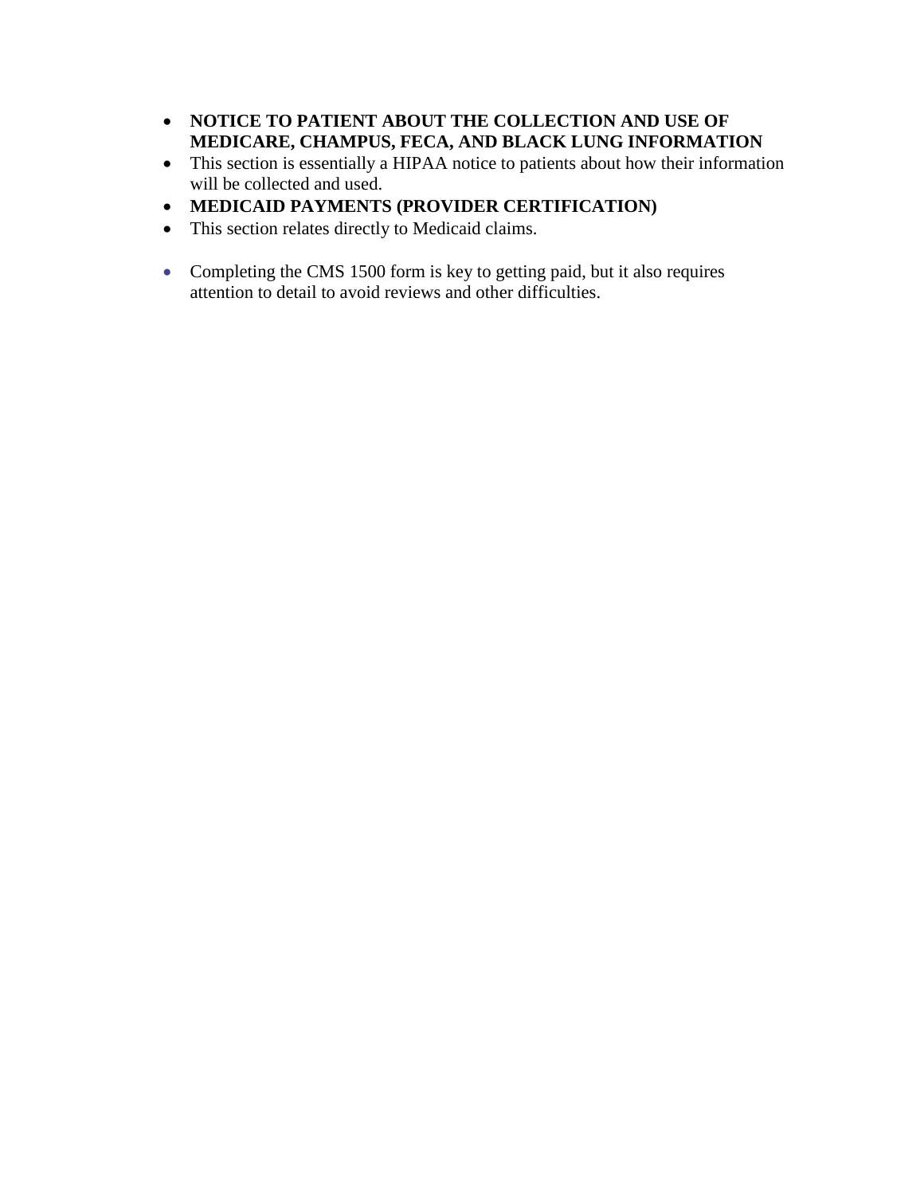- **NOTICE TO PATIENT ABOUT THE COLLECTION AND USE OF MEDICARE, CHAMPUS, FECA, AND BLACK LUNG INFORMATION**
- This section is essentially a HIPAA notice to patients about how their information will be collected and used.
- **MEDICAID PAYMENTS (PROVIDER CERTIFICATION)**
- This section relates directly to Medicaid claims.

- Completing the CMS 1500 form is key to getting paid, but it also requires attention to detail to avoid reviews and other difficulties.